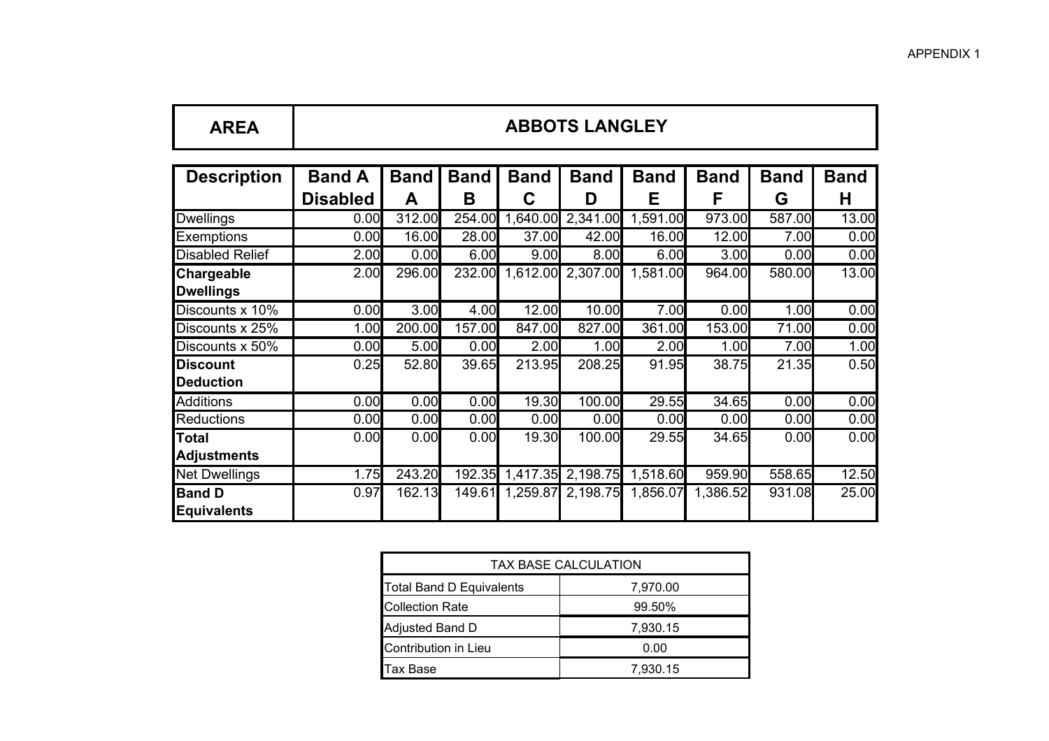APPENDIX 1

| AREA | ABBOTS LANGLEY |
|---|---|

| Description | Band A Disabled | Band A | Band B | Band C | Band D | Band E | Band F | Band G | Band H |
|---|---|---|---|---|---|---|---|---|---|
| Dwellings | 0.00 | 312.00 | 254.00 | 1,640.00 | 2,341.00 | 1,591.00 | 973.00 | 587.00 | 13.00 |
| Exemptions | 0.00 | 16.00 | 28.00 | 37.00 | 42.00 | 16.00 | 12.00 | 7.00 | 0.00 |
| Disabled Relief | 2.00 | 0.00 | 6.00 | 9.00 | 8.00 | 6.00 | 3.00 | 0.00 | 0.00 |
| **Chargeable Dwellings** | 2.00 | 296.00 | 232.00 | 1,612.00 | 2,307.00 | 1,581.00 | 964.00 | 580.00 | 13.00 |
| Discounts x 10% | 0.00 | 3.00 | 4.00 | 12.00 | 10.00 | 7.00 | 0.00 | 1.00 | 0.00 |
| Discounts x 25% | 1.00 | 200.00 | 157.00 | 847.00 | 827.00 | 361.00 | 153.00 | 71.00 | 0.00 |
| Discounts x 50% | 0.00 | 5.00 | 0.00 | 2.00 | 1.00 | 2.00 | 1.00 | 7.00 | 1.00 |
| **Discount Deduction** | 0.25 | 52.80 | 39.65 | 213.95 | 208.25 | 91.95 | 38.75 | 21.35 | 0.50 |
| Additions | 0.00 | 0.00 | 0.00 | 19.30 | 100.00 | 29.55 | 34.65 | 0.00 | 0.00 |
| Reductions | 0.00 | 0.00 | 0.00 | 0.00 | 0.00 | 0.00 | 0.00 | 0.00 | 0.00 |
| **Total Adjustments** | 0.00 | 0.00 | 0.00 | 19.30 | 100.00 | 29.55 | 34.65 | 0.00 | 0.00 |
| Net Dwellings | 1.75 | 243.20 | 192.35 | 1,417.35 | 2,198.75 | 1,518.60 | 959.90 | 558.65 | 12.50 |
| **Band D Equivalents** | 0.97 | 162.13 | 149.61 | 1,259.87 | 2,198.75 | 1,856.07 | 1,386.52 | 931.08 | 25.00 |

| TAX BASE CALCULATION | |
|---|---|
| Total Band D Equivalents | 7,970.00 |
| Collection Rate | 99.50% |
| Adjusted Band D | 7,930.15 |
| Contribution in Lieu | 0.00 |
| Tax Base | 7,930.15 |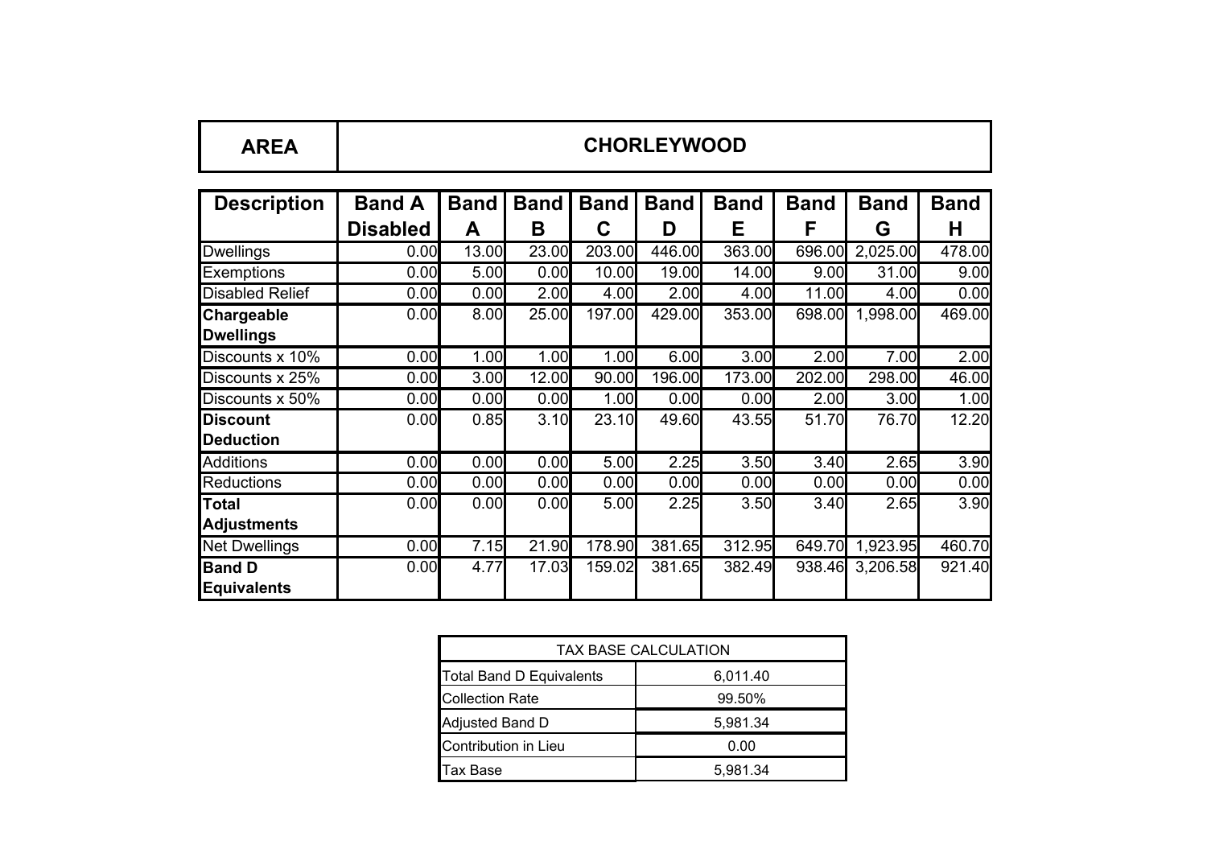| AREA | CHORLEYWOOD |
|---|---|

| Description | Band A Disabled | Band A | Band B | Band C | Band D | Band E | Band F | Band G | Band H |
|---|---|---|---|---|---|---|---|---|---|
| Dwellings | 0.00 | 13.00 | 23.00 | 203.00 | 446.00 | 363.00 | 696.00 | 2,025.00 | 478.00 |
| Exemptions | 0.00 | 5.00 | 0.00 | 10.00 | 19.00 | 14.00 | 9.00 | 31.00 | 9.00 |
| Disabled Relief | 0.00 | 0.00 | 2.00 | 4.00 | 2.00 | 4.00 | 11.00 | 4.00 | 0.00 |
| **Chargeable Dwellings** | 0.00 | 8.00 | 25.00 | 197.00 | 429.00 | 353.00 | 698.00 | 1,998.00 | 469.00 |
| Discounts x 10% | 0.00 | 1.00 | 1.00 | 1.00 | 6.00 | 3.00 | 2.00 | 7.00 | 2.00 |
| Discounts x 25% | 0.00 | 3.00 | 12.00 | 90.00 | 196.00 | 173.00 | 202.00 | 298.00 | 46.00 |
| Discounts x 50% | 0.00 | 0.00 | 0.00 | 1.00 | 0.00 | 0.00 | 2.00 | 3.00 | 1.00 |
| **Discount Deduction** | 0.00 | 0.85 | 3.10 | 23.10 | 49.60 | 43.55 | 51.70 | 76.70 | 12.20 |
| Additions | 0.00 | 0.00 | 0.00 | 5.00 | 2.25 | 3.50 | 3.40 | 2.65 | 3.90 |
| Reductions | 0.00 | 0.00 | 0.00 | 0.00 | 0.00 | 0.00 | 0.00 | 0.00 | 0.00 |
| **Total Adjustments** | 0.00 | 0.00 | 0.00 | 5.00 | 2.25 | 3.50 | 3.40 | 2.65 | 3.90 |
| Net Dwellings | 0.00 | 7.15 | 21.90 | 178.90 | 381.65 | 312.95 | 649.70 | 1,923.95 | 460.70 |
| **Band D Equivalents** | 0.00 | 4.77 | 17.03 | 159.02 | 381.65 | 382.49 | 938.46 | 3,206.58 | 921.40 |

| TAX BASE CALCULATION | |
|---|---|
| Total Band D Equivalents | 6,011.40 |
| Collection Rate | 99.50% |
| Adjusted Band D | 5,981.34 |
| Contribution in Lieu | 0.00 |
| Tax Base | 5,981.34 |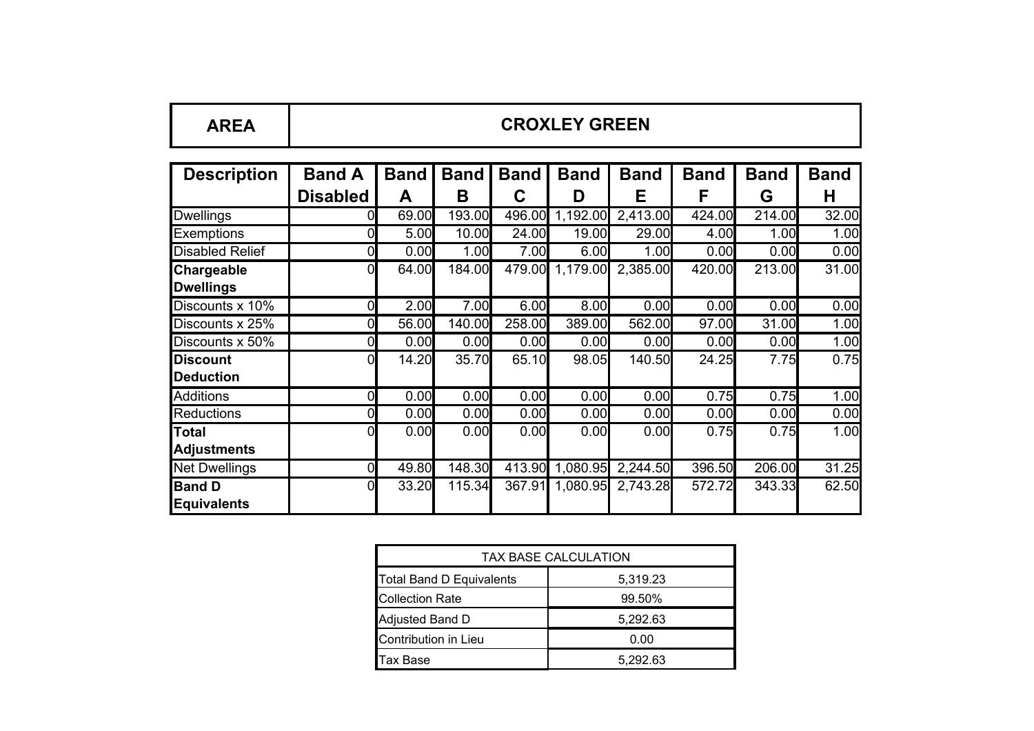| AREA | CROXLEY GREEN |
|---|---|

| Description | Band A Disabled | Band A | Band B | Band C | Band D | Band E | Band F | Band G | Band H |
|---|---|---|---|---|---|---|---|---|---|
| Dwellings | 0 | 69.00 | 193.00 | 496.00 | 1,192.00 | 2,413.00 | 424.00 | 214.00 | 32.00 |
| Exemptions | 0 | 5.00 | 10.00 | 24.00 | 19.00 | 29.00 | 4.00 | 1.00 | 1.00 |
| Disabled Relief | 0 | 0.00 | 1.00 | 7.00 | 6.00 | 1.00 | 0.00 | 0.00 | 0.00 |
| **Chargeable Dwellings** | 0 | 64.00 | 184.00 | 479.00 | 1,179.00 | 2,385.00 | 420.00 | 213.00 | 31.00 |
| Discounts x 10% | 0 | 2.00 | 7.00 | 6.00 | 8.00 | 0.00 | 0.00 | 0.00 | 0.00 |
| Discounts x 25% | 0 | 56.00 | 140.00 | 258.00 | 389.00 | 562.00 | 97.00 | 31.00 | 1.00 |
| Discounts x 50% | 0 | 0.00 | 0.00 | 0.00 | 0.00 | 0.00 | 0.00 | 0.00 | 1.00 |
| **Discount Deduction** | 0 | 14.20 | 35.70 | 65.10 | 98.05 | 140.50 | 24.25 | 7.75 | 0.75 |
| Additions | 0 | 0.00 | 0.00 | 0.00 | 0.00 | 0.00 | 0.75 | 0.75 | 1.00 |
| Reductions | 0 | 0.00 | 0.00 | 0.00 | 0.00 | 0.00 | 0.00 | 0.00 | 0.00 |
| **Total Adjustments** | 0 | 0.00 | 0.00 | 0.00 | 0.00 | 0.00 | 0.75 | 0.75 | 1.00 |
| Net Dwellings | 0 | 49.80 | 148.30 | 413.90 | 1,080.95 | 2,244.50 | 396.50 | 206.00 | 31.25 |
| **Band D Equivalents** | 0 | 33.20 | 115.34 | 367.91 | 1,080.95 | 2,743.28 | 572.72 | 343.33 | 62.50 |

| TAX BASE CALCULATION | |
|---|---|
| Total Band D Equivalents | 5,319.23 |
| Collection Rate | 99.50% |
| Adjusted Band D | 5,292.63 |
| Contribution in Lieu | 0.00 |
| Tax Base | 5,292.63 |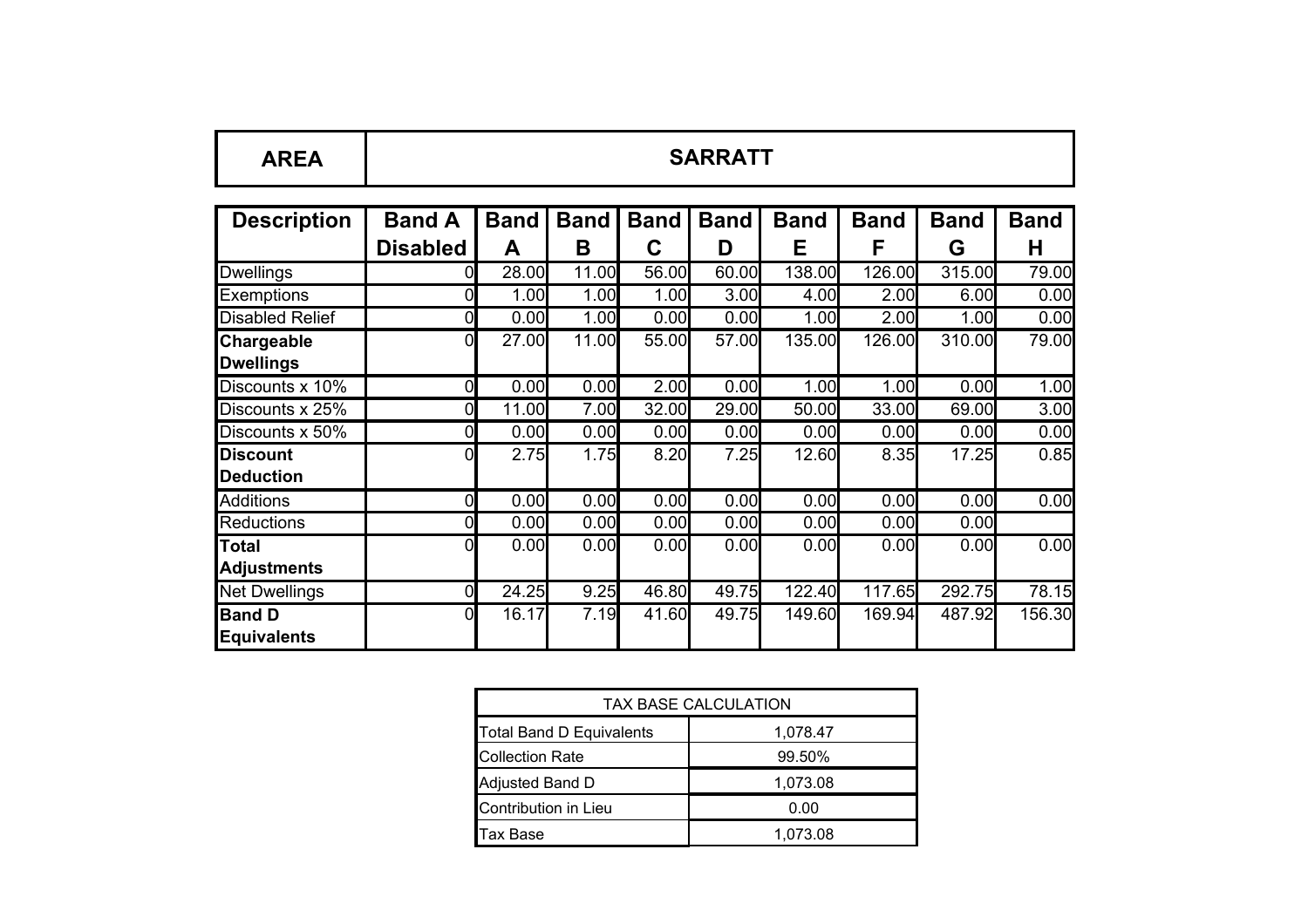| AREA | SARRATT |
|---|---|

| Description | Band A Disabled | Band A | Band B | Band C | Band D | Band E | Band F | Band G | Band H |
|---|---|---|---|---|---|---|---|---|---|
| Dwellings | 0 | 28.00 | 11.00 | 56.00 | 60.00 | 138.00 | 126.00 | 315.00 | 79.00 |
| Exemptions | 0 | 1.00 | 1.00 | 1.00 | 3.00 | 4.00 | 2.00 | 6.00 | 0.00 |
| Disabled Relief | 0 | 0.00 | 1.00 | 0.00 | 0.00 | 1.00 | 2.00 | 1.00 | 0.00 |
| **Chargeable Dwellings** | 0 | 27.00 | 11.00 | 55.00 | 57.00 | 135.00 | 126.00 | 310.00 | 79.00 |
| Discounts x 10% | 0 | 0.00 | 0.00 | 2.00 | 0.00 | 1.00 | 1.00 | 0.00 | 1.00 |
| Discounts x 25% | 0 | 11.00 | 7.00 | 32.00 | 29.00 | 50.00 | 33.00 | 69.00 | 3.00 |
| Discounts x 50% | 0 | 0.00 | 0.00 | 0.00 | 0.00 | 0.00 | 0.00 | 0.00 | 0.00 |
| **Discount Deduction** | 0 | 2.75 | 1.75 | 8.20 | 7.25 | 12.60 | 8.35 | 17.25 | 0.85 |
| Additions | 0 | 0.00 | 0.00 | 0.00 | 0.00 | 0.00 | 0.00 | 0.00 | 0.00 |
| Reductions | 0 | 0.00 | 0.00 | 0.00 | 0.00 | 0.00 | 0.00 | 0.00 | |
| **Total Adjustments** | 0 | 0.00 | 0.00 | 0.00 | 0.00 | 0.00 | 0.00 | 0.00 | 0.00 |
| Net Dwellings | 0 | 24.25 | 9.25 | 46.80 | 49.75 | 122.40 | 117.65 | 292.75 | 78.15 |
| **Band D Equivalents** | 0 | 16.17 | 7.19 | 41.60 | 49.75 | 149.60 | 169.94 | 487.92 | 156.30 |

| TAX BASE CALCULATION | |
|---|---|
| Total Band D Equivalents | 1,078.47 |
| Collection Rate | 99.50% |
| Adjusted Band D | 1,073.08 |
| Contribution in Lieu | 0.00 |
| Tax Base | 1,073.08 |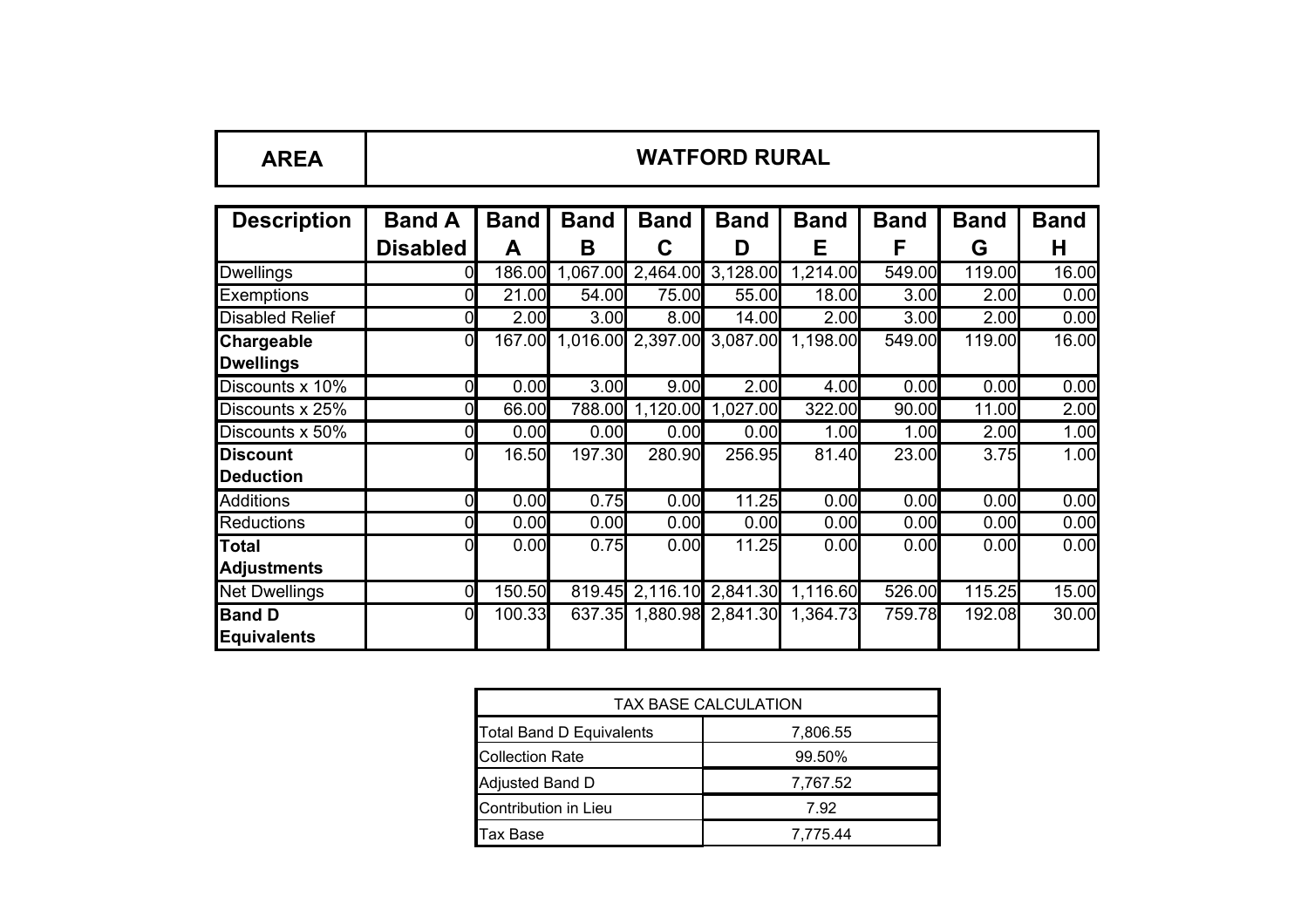| AREA | WATFORD RURAL |
|---|---|

| Description | Band A Disabled | Band A | Band B | Band C | Band D | Band E | Band F | Band G | Band H |
|---|---|---|---|---|---|---|---|---|---|
| Dwellings | 0 | 186.00 | 1,067.00 | 2,464.00 | 3,128.00 | 1,214.00 | 549.00 | 119.00 | 16.00 |
| Exemptions | 0 | 21.00 | 54.00 | 75.00 | 55.00 | 18.00 | 3.00 | 2.00 | 0.00 |
| Disabled Relief | 0 | 2.00 | 3.00 | 8.00 | 14.00 | 2.00 | 3.00 | 2.00 | 0.00 |
| **Chargeable Dwellings** | 0 | 167.00 | 1,016.00 | 2,397.00 | 3,087.00 | 1,198.00 | 549.00 | 119.00 | 16.00 |
| Discounts x 10% | 0 | 0.00 | 3.00 | 9.00 | 2.00 | 4.00 | 0.00 | 0.00 | 0.00 |
| Discounts x 25% | 0 | 66.00 | 788.00 | 1,120.00 | 1,027.00 | 322.00 | 90.00 | 11.00 | 2.00 |
| Discounts x 50% | 0 | 0.00 | 0.00 | 0.00 | 0.00 | 1.00 | 1.00 | 2.00 | 1.00 |
| **Discount Deduction** | 0 | 16.50 | 197.30 | 280.90 | 256.95 | 81.40 | 23.00 | 3.75 | 1.00 |
| Additions | 0 | 0.00 | 0.75 | 0.00 | 11.25 | 0.00 | 0.00 | 0.00 | 0.00 |
| Reductions | 0 | 0.00 | 0.00 | 0.00 | 0.00 | 0.00 | 0.00 | 0.00 | 0.00 |
| **Total Adjustments** | 0 | 0.00 | 0.75 | 0.00 | 11.25 | 0.00 | 0.00 | 0.00 | 0.00 |
| Net Dwellings | 0 | 150.50 | 819.45 | 2,116.10 | 2,841.30 | 1,116.60 | 526.00 | 115.25 | 15.00 |
| **Band D Equivalents** | 0 | 100.33 | 637.35 | 1,880.98 | 2,841.30 | 1,364.73 | 759.78 | 192.08 | 30.00 |

| TAX BASE CALCULATION | |
|---|---|
| Total Band D Equivalents | 7,806.55 |
| Collection Rate | 99.50% |
| Adjusted Band D | 7,767.52 |
| Contribution in Lieu | 7.92 |
| Tax Base | 7,775.44 |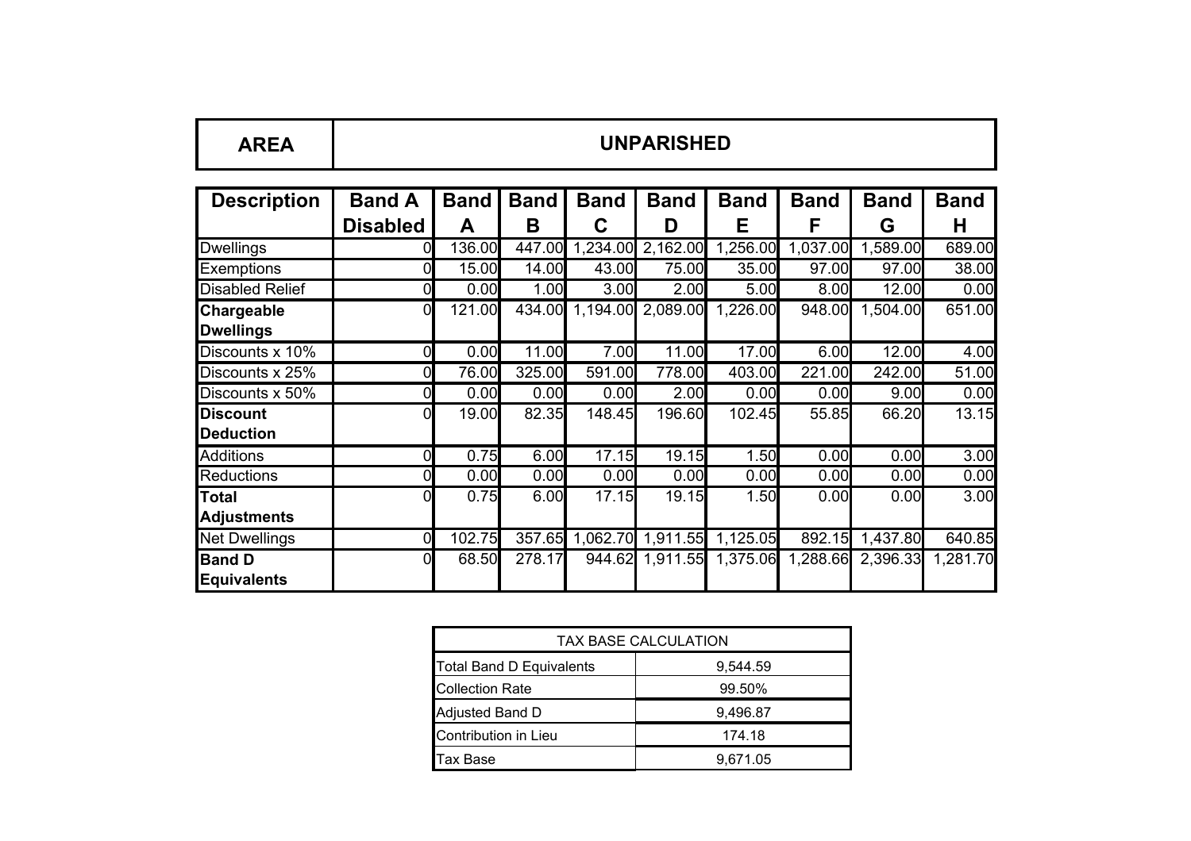| AREA | UNPARISHED |
|---|---|

| Description | Band A Disabled | Band A | Band B | Band C | Band D | Band E | Band F | Band G | Band H |
|---|---|---|---|---|---|---|---|---|---|
| Dwellings | 0 | 136.00 | 447.00 | 1,234.00 | 2,162.00 | 1,256.00 | 1,037.00 | 1,589.00 | 689.00 |
| Exemptions | 0 | 15.00 | 14.00 | 43.00 | 75.00 | 35.00 | 97.00 | 97.00 | 38.00 |
| Disabled Relief | 0 | 0.00 | 1.00 | 3.00 | 2.00 | 5.00 | 8.00 | 12.00 | 0.00 |
| **Chargeable Dwellings** | 0 | 121.00 | 434.00 | 1,194.00 | 2,089.00 | 1,226.00 | 948.00 | 1,504.00 | 651.00 |
| Discounts x 10% | 0 | 0.00 | 11.00 | 7.00 | 11.00 | 17.00 | 6.00 | 12.00 | 4.00 |
| Discounts x 25% | 0 | 76.00 | 325.00 | 591.00 | 778.00 | 403.00 | 221.00 | 242.00 | 51.00 |
| Discounts x 50% | 0 | 0.00 | 0.00 | 0.00 | 2.00 | 0.00 | 0.00 | 9.00 | 0.00 |
| **Discount Deduction** | 0 | 19.00 | 82.35 | 148.45 | 196.60 | 102.45 | 55.85 | 66.20 | 13.15 |
| Additions | 0 | 0.75 | 6.00 | 17.15 | 19.15 | 1.50 | 0.00 | 0.00 | 3.00 |
| Reductions | 0 | 0.00 | 0.00 | 0.00 | 0.00 | 0.00 | 0.00 | 0.00 | 0.00 |
| **Total Adjustments** | 0 | 0.75 | 6.00 | 17.15 | 19.15 | 1.50 | 0.00 | 0.00 | 3.00 |
| Net Dwellings | 0 | 102.75 | 357.65 | 1,062.70 | 1,911.55 | 1,125.05 | 892.15 | 1,437.80 | 640.85 |
| **Band D Equivalents** | 0 | 68.50 | 278.17 | 944.62 | 1,911.55 | 1,375.06 | 1,288.66 | 2,396.33 | 1,281.70 |

| TAX BASE CALCULATION | |
|---|---|
| Total Band D Equivalents | 9,544.59 |
| Collection Rate | 99.50% |
| Adjusted Band D | 9,496.87 |
| Contribution in Lieu | 174.18 |
| Tax Base | 9,671.05 |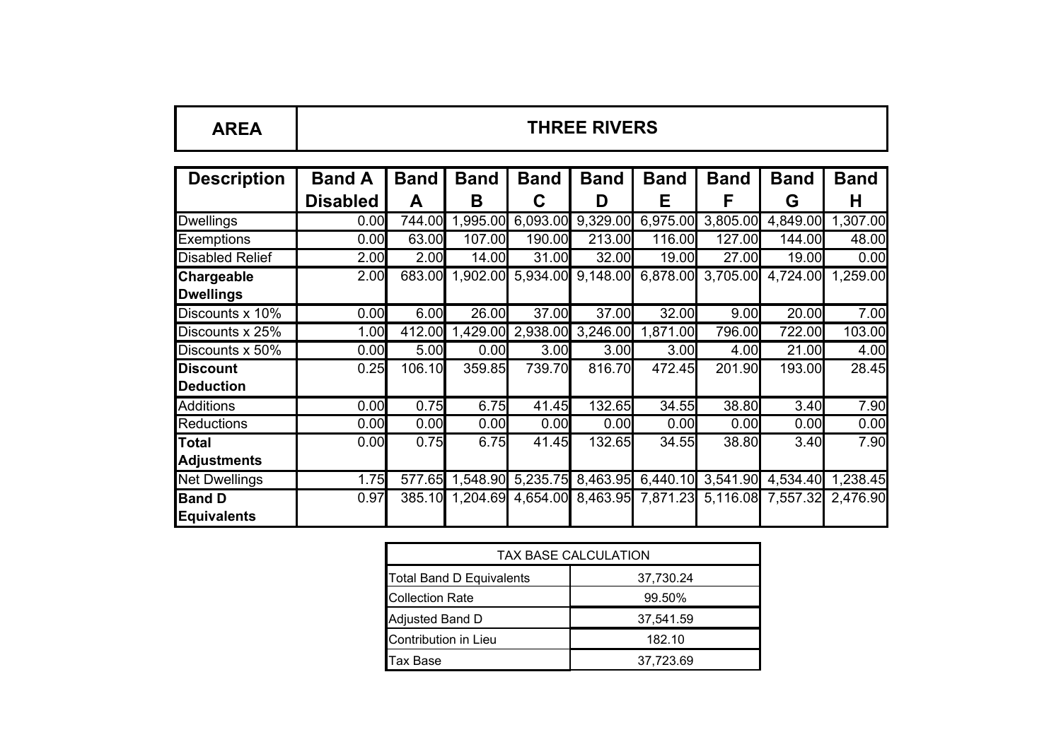| AREA | THREE RIVERS |
|---|---|

| Description | Band A Disabled | Band A | Band B | Band C | Band D | Band E | Band F | Band G | Band H |
|---|---|---|---|---|---|---|---|---|---|
| Dwellings | 0.00 | 744.00 | 1,995.00 | 6,093.00 | 9,329.00 | 6,975.00 | 3,805.00 | 4,849.00 | 1,307.00 |
| Exemptions | 0.00 | 63.00 | 107.00 | 190.00 | 213.00 | 116.00 | 127.00 | 144.00 | 48.00 |
| Disabled Relief | 2.00 | 2.00 | 14.00 | 31.00 | 32.00 | 19.00 | 27.00 | 19.00 | 0.00 |
| **Chargeable Dwellings** | 2.00 | 683.00 | 1,902.00 | 5,934.00 | 9,148.00 | 6,878.00 | 3,705.00 | 4,724.00 | 1,259.00 |
| Discounts x 10% | 0.00 | 6.00 | 26.00 | 37.00 | 37.00 | 32.00 | 9.00 | 20.00 | 7.00 |
| Discounts x 25% | 1.00 | 412.00 | 1,429.00 | 2,938.00 | 3,246.00 | 1,871.00 | 796.00 | 722.00 | 103.00 |
| Discounts x 50% | 0.00 | 5.00 | 0.00 | 3.00 | 3.00 | 3.00 | 4.00 | 21.00 | 4.00 |
| **Discount Deduction** | 0.25 | 106.10 | 359.85 | 739.70 | 816.70 | 472.45 | 201.90 | 193.00 | 28.45 |
| Additions | 0.00 | 0.75 | 6.75 | 41.45 | 132.65 | 34.55 | 38.80 | 3.40 | 7.90 |
| Reductions | 0.00 | 0.00 | 0.00 | 0.00 | 0.00 | 0.00 | 0.00 | 0.00 | 0.00 |
| **Total Adjustments** | 0.00 | 0.75 | 6.75 | 41.45 | 132.65 | 34.55 | 38.80 | 3.40 | 7.90 |
| Net Dwellings | 1.75 | 577.65 | 1,548.90 | 5,235.75 | 8,463.95 | 6,440.10 | 3,541.90 | 4,534.40 | 1,238.45 |
| **Band D Equivalents** | 0.97 | 385.10 | 1,204.69 | 4,654.00 | 8,463.95 | 7,871.23 | 5,116.08 | 7,557.32 | 2,476.90 |

| TAX BASE CALCULATION | |
|---|---|
| Total Band D Equivalents | 37,730.24 |
| Collection Rate | 99.50% |
| Adjusted Band D | 37,541.59 |
| Contribution in Lieu | 182.10 |
| Tax Base | 37,723.69 |